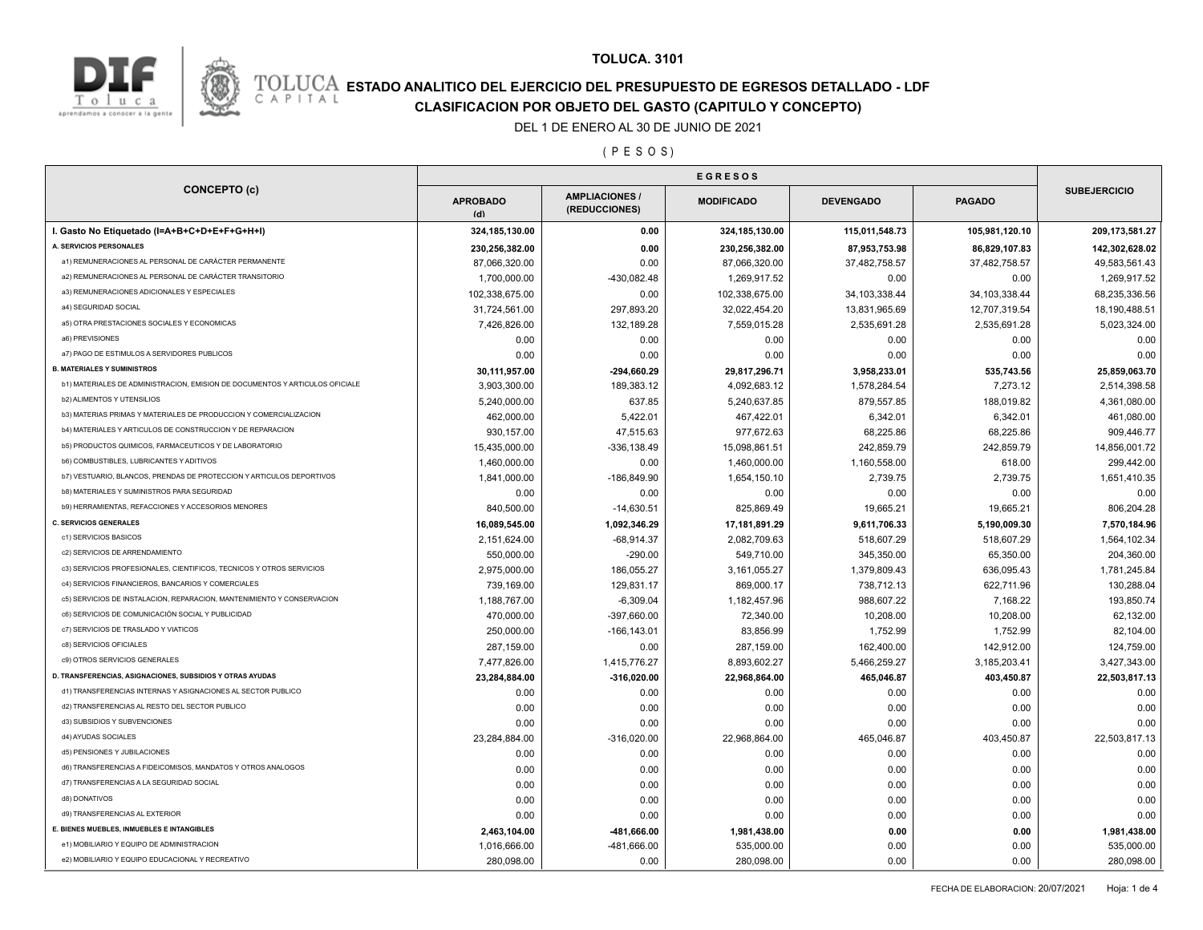# TOLUCA. 3101

## ESTADO ANALITICO DEL EJERCICIO DEL PRESUPUESTO DE EGRESOS DETALLADO - LDF

## CLASIFICACION POR OBJETO DEL GASTO (CAPITULO Y CONCEPTO)

DEL 1 DE ENERO AL 30 DE JUNIO DE 2021

( P E S O S )

| CONCEPTO (c) | EGRESOS | | | | | SUBEJERCICIO |
|---|---|---|---|---|---|---|
| | APROBADO (d) | AMPLIACIONES / (REDUCCIONES) | MODIFICADO | DEVENGADO | PAGADO | |
| **I. Gasto No Etiquetado (I=A+B+C+D+E+F+G+H+I)** | **324,185,130.00** | **0.00** | **324,185,130.00** | **115,011,548.73** | **105,981,120.10** | **209,173,581.27** |
| **A. SERVICIOS PERSONALES** | **230,256,382.00** | **0.00** | **230,256,382.00** | **87,953,753.98** | **86,829,107.83** | **142,302,628.02** |
| a1) REMUNERACIONES AL PERSONAL DE CARÁCTER PERMANENTE | 87,066,320.00 | 0.00 | 87,066,320.00 | 37,482,758.57 | 37,482,758.57 | 49,583,561.43 |
| a2) REMUNERACIONES AL PERSONAL DE CARÁCTER TRANSITORIO | 1,700,000.00 | -430,082.48 | 1,269,917.52 | 0.00 | 0.00 | 1,269,917.52 |
| a3) REMUNERACIONES ADICIONALES Y ESPECIALES | 102,338,675.00 | 0.00 | 102,338,675.00 | 34,103,338.44 | 34,103,338.44 | 68,235,336.56 |
| a4) SEGURIDAD SOCIAL | 31,724,561.00 | 297,893.20 | 32,022,454.20 | 13,831,965.69 | 12,707,319.54 | 18,190,488.51 |
| a5) OTRA PRESTACIONES SOCIALES Y ECONOMICAS | 7,426,826.00 | 132,189.28 | 7,559,015.28 | 2,535,691.28 | 2,535,691.28 | 5,023,324.00 |
| a6) PREVISIONES | 0.00 | 0.00 | 0.00 | 0.00 | 0.00 | 0.00 |
| a7) PAGO DE ESTIMULOS A SERVIDORES PUBLICOS | 0.00 | 0.00 | 0.00 | 0.00 | 0.00 | 0.00 |
| **B. MATERIALES Y SUMINISTROS** | **30,111,957.00** | **-294,660.29** | **29,817,296.71** | **3,958,233.01** | **535,743.56** | **25,859,063.70** |
| b1) MATERIALES DE ADMINISTRACION, EMISION DE DOCUMENTOS Y ARTICULOS OFICIALE | 3,903,300.00 | 189,383.12 | 4,092,683.12 | 1,578,284.54 | 7,273.12 | 2,514,398.58 |
| b2) ALIMENTOS Y UTENSILIOS | 5,240,000.00 | 637.85 | 5,240,637.85 | 879,557.85 | 188,019.82 | 4,361,080.00 |
| b3) MATERIAS PRIMAS Y MATERIALES DE PRODUCCION Y COMERCIALIZACION | 462,000.00 | 5,422.01 | 467,422.01 | 6,342.01 | 6,342.01 | 461,080.00 |
| b4) MATERIALES Y ARTICULOS DE CONSTRUCCION Y DE REPARACION | 930,157.00 | 47,515.63 | 977,672.63 | 68,225.86 | 68,225.86 | 909,446.77 |
| b5) PRODUCTOS QUIMICOS, FARMACEUTICOS Y DE LABORATORIO | 15,435,000.00 | -336,138.49 | 15,098,861.51 | 242,859.79 | 242,859.79 | 14,856,001.72 |
| b6) COMBUSTIBLES, LUBRICANTES Y ADITIVOS | 1,460,000.00 | 0.00 | 1,460,000.00 | 1,160,558.00 | 618.00 | 299,442.00 |
| b7) VESTUARIO, BLANCOS, PRENDAS DE PROTECCION Y ARTICULOS DEPORTIVOS | 1,841,000.00 | -186,849.90 | 1,654,150.10 | 2,739.75 | 2,739.75 | 1,651,410.35 |
| b8) MATERIALES Y SUMINISTROS PARA SEGURIDAD | 0.00 | 0.00 | 0.00 | 0.00 | 0.00 | 0.00 |
| b9) HERRAMIENTAS, REFACCIONES Y ACCESORIOS MENORES | 840,500.00 | -14,630.51 | 825,869.49 | 19,665.21 | 19,665.21 | 806,204.28 |
| **C. SERVICIOS GENERALES** | **16,089,545.00** | **1,092,346.29** | **17,181,891.29** | **9,611,706.33** | **5,190,009.30** | **7,570,184.96** |
| c1) SERVICIOS BASICOS | 2,151,624.00 | -68,914.37 | 2,082,709.63 | 518,607.29 | 518,607.29 | 1,564,102.34 |
| c2) SERVICIOS DE ARRENDAMIENTO | 550,000.00 | -290.00 | 549,710.00 | 345,350.00 | 65,350.00 | 204,360.00 |
| c3) SERVICIOS PROFESIONALES, CIENTIFICOS, TECNICOS Y OTROS SERVICIOS | 2,975,000.00 | 186,055.27 | 3,161,055.27 | 1,379,809.43 | 636,095.43 | 1,781,245.84 |
| c4) SERVICIOS FINANCIEROS, BANCARIOS Y COMERCIALES | 739,169.00 | 129,831.17 | 869,000.17 | 738,712.13 | 622,711.96 | 130,288.04 |
| c5) SERVICIOS DE INSTALACION, REPARACION, MANTENIMIENTO Y CONSERVACION | 1,188,767.00 | -6,309.04 | 1,182,457.96 | 988,607.22 | 7,168.22 | 193,850.74 |
| c6) SERVICIOS DE COMUNICACIÓN SOCIAL Y PUBLICIDAD | 470,000.00 | -397,660.00 | 72,340.00 | 10,208.00 | 10,208.00 | 62,132.00 |
| c7) SERVICIOS DE TRASLADO Y VIATICOS | 250,000.00 | -166,143.01 | 83,856.99 | 1,752.99 | 1,752.99 | 82,104.00 |
| c8) SERVICIOS OFICIALES | 287,159.00 | 0.00 | 287,159.00 | 162,400.00 | 142,912.00 | 124,759.00 |
| c9) OTROS SERVICIOS GENERALES | 7,477,826.00 | 1,415,776.27 | 8,893,602.27 | 5,466,259.27 | 3,185,203.41 | 3,427,343.00 |
| **D. TRANSFERENCIAS, ASIGNACIONES, SUBSIDIOS Y OTRAS AYUDAS** | **23,284,884.00** | **-316,020.00** | **22,968,864.00** | **465,046.87** | **403,450.87** | **22,503,817.13** |
| d1) TRANSFERENCIAS INTERNAS Y ASIGNACIONES AL SECTOR PUBLICO | 0.00 | 0.00 | 0.00 | 0.00 | 0.00 | 0.00 |
| d2) TRANSFERENCIAS AL RESTO DEL SECTOR PUBLICO | 0.00 | 0.00 | 0.00 | 0.00 | 0.00 | 0.00 |
| d3) SUBSIDIOS Y SUBVENCIONES | 0.00 | 0.00 | 0.00 | 0.00 | 0.00 | 0.00 |
| d4) AYUDAS SOCIALES | 23,284,884.00 | -316,020.00 | 22,968,864.00 | 465,046.87 | 403,450.87 | 22,503,817.13 |
| d5) PENSIONES Y JUBILACIONES | 0.00 | 0.00 | 0.00 | 0.00 | 0.00 | 0.00 |
| d6) TRANSFERENCIAS A FIDEICOMISOS, MANDATOS Y OTROS ANALOGOS | 0.00 | 0.00 | 0.00 | 0.00 | 0.00 | 0.00 |
| d7) TRANSFERENCIAS A LA SEGURIDAD SOCIAL | 0.00 | 0.00 | 0.00 | 0.00 | 0.00 | 0.00 |
| d8) DONATIVOS | 0.00 | 0.00 | 0.00 | 0.00 | 0.00 | 0.00 |
| d9) TRANSFERENCIAS AL EXTERIOR | 0.00 | 0.00 | 0.00 | 0.00 | 0.00 | 0.00 |
| **E. BIENES MUEBLES, INMUEBLES E INTANGIBLES** | **2,463,104.00** | **-481,666.00** | **1,981,438.00** | **0.00** | **0.00** | **1,981,438.00** |
| e1) MOBILIARIO Y EQUIPO DE ADMINISTRACION | 1,016,666.00 | -481,666.00 | 535,000.00 | 0.00 | 0.00 | 535,000.00 |
| e2) MOBILIARIO Y EQUIPO EDUCACIONAL Y RECREATIVO | 280,098.00 | 0.00 | 280,098.00 | 0.00 | 0.00 | 280,098.00 |

FECHA DE ELABORACION: 20/07/2021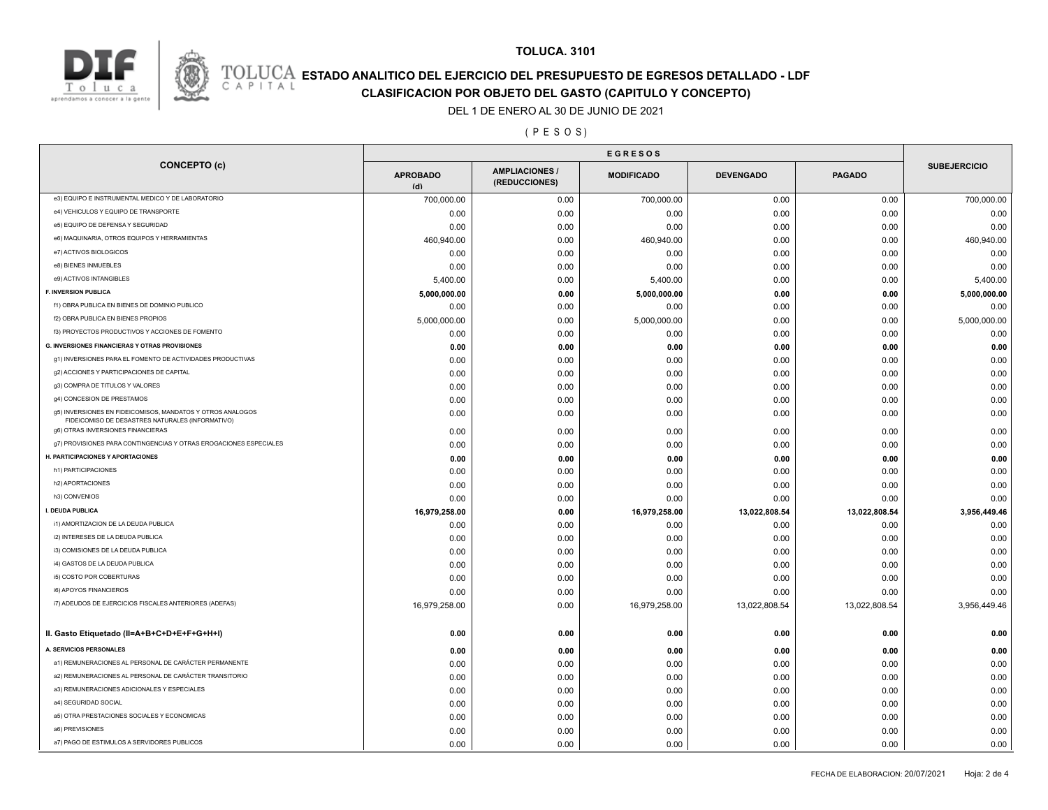**TOLUCA. 3101**

# ESTADO ANALITICO DEL EJERCICIO DEL PRESUPUESTO DE EGRESOS DETALLADO - LDF

## CLASIFICACION POR OBJETO DEL GASTO (CAPITULO Y CONCEPTO)

DEL 1 DE ENERO AL 30 DE JUNIO DE 2021

( P E S O S )

| CONCEPTO (c) | EGRESOS | | | | | SUBEJERCICIO |
|---|---|---|---|---|---|---|
| | APROBADO (d) | AMPLIACIONES / (REDUCCIONES) | MODIFICADO | DEVENGADO | PAGADO | |
| e3) EQUIPO E INSTRUMENTAL MEDICO Y DE LABORATORIO | 700,000.00 | 0.00 | 700,000.00 | 0.00 | 0.00 | 700,000.00 |
| e4) VEHICULOS Y EQUIPO DE TRANSPORTE | 0.00 | 0.00 | 0.00 | 0.00 | 0.00 | 0.00 |
| e5) EQUIPO DE DEFENSA Y SEGURIDAD | 0.00 | 0.00 | 0.00 | 0.00 | 0.00 | 0.00 |
| e6) MAQUINARIA, OTROS EQUIPOS Y HERRAMIENTAS | 460,940.00 | 0.00 | 460,940.00 | 0.00 | 0.00 | 460,940.00 |
| e7) ACTIVOS BIOLOGICOS | 0.00 | 0.00 | 0.00 | 0.00 | 0.00 | 0.00 |
| e8) BIENES INMUEBLES | 0.00 | 0.00 | 0.00 | 0.00 | 0.00 | 0.00 |
| e9) ACTIVOS INTANGIBLES | 5,400.00 | 0.00 | 5,400.00 | 0.00 | 0.00 | 5,400.00 |
| **F. INVERSION PUBLICA** | **5,000,000.00** | **0.00** | **5,000,000.00** | **0.00** | **0.00** | **5,000,000.00** |
| f1) OBRA PUBLICA EN BIENES DE DOMINIO PUBLICO | 0.00 | 0.00 | 0.00 | 0.00 | 0.00 | 0.00 |
| f2) OBRA PUBLICA EN BIENES PROPIOS | 5,000,000.00 | 0.00 | 5,000,000.00 | 0.00 | 0.00 | 5,000,000.00 |
| f3) PROYECTOS PRODUCTIVOS Y ACCIONES DE FOMENTO | 0.00 | 0.00 | 0.00 | 0.00 | 0.00 | 0.00 |
| **G. INVERSIONES FINANCIERAS Y OTRAS PROVISIONES** | **0.00** | **0.00** | **0.00** | **0.00** | **0.00** | **0.00** |
| g1) INVERSIONES PARA EL FOMENTO DE ACTIVIDADES PRODUCTIVAS | 0.00 | 0.00 | 0.00 | 0.00 | 0.00 | 0.00 |
| g2) ACCIONES Y PARTICIPACIONES DE CAPITAL | 0.00 | 0.00 | 0.00 | 0.00 | 0.00 | 0.00 |
| g3) COMPRA DE TITULOS Y VALORES | 0.00 | 0.00 | 0.00 | 0.00 | 0.00 | 0.00 |
| g4) CONCESION DE PRESTAMOS | 0.00 | 0.00 | 0.00 | 0.00 | 0.00 | 0.00 |
| g5) INVERSIONES EN FIDEICOMISOS, MANDATOS Y OTROS ANALOGOS FIDEICOMISO DE DESASTRES NATURALES (INFORMATIVO) | 0.00 | 0.00 | 0.00 | 0.00 | 0.00 | 0.00 |
| g6) OTRAS INVERSIONES FINANCIERAS | 0.00 | 0.00 | 0.00 | 0.00 | 0.00 | 0.00 |
| g7) PROVISIONES PARA CONTINGENCIAS Y OTRAS EROGACIONES ESPECIALES | 0.00 | 0.00 | 0.00 | 0.00 | 0.00 | 0.00 |
| **H. PARTICIPACIONES Y APORTACIONES** | **0.00** | **0.00** | **0.00** | **0.00** | **0.00** | **0.00** |
| h1) PARTICIPACIONES | 0.00 | 0.00 | 0.00 | 0.00 | 0.00 | 0.00 |
| h2) APORTACIONES | 0.00 | 0.00 | 0.00 | 0.00 | 0.00 | 0.00 |
| h3) CONVENIOS | 0.00 | 0.00 | 0.00 | 0.00 | 0.00 | 0.00 |
| **I. DEUDA PUBLICA** | **16,979,258.00** | **0.00** | **16,979,258.00** | **13,022,808.54** | **13,022,808.54** | **3,956,449.46** |
| i1) AMORTIZACION DE LA DEUDA PUBLICA | 0.00 | 0.00 | 0.00 | 0.00 | 0.00 | 0.00 |
| i2) INTERESES DE LA DEUDA PUBLICA | 0.00 | 0.00 | 0.00 | 0.00 | 0.00 | 0.00 |
| i3) COMISIONES DE LA DEUDA PUBLICA | 0.00 | 0.00 | 0.00 | 0.00 | 0.00 | 0.00 |
| i4) GASTOS DE LA DEUDA PUBLICA | 0.00 | 0.00 | 0.00 | 0.00 | 0.00 | 0.00 |
| i5) COSTO POR COBERTURAS | 0.00 | 0.00 | 0.00 | 0.00 | 0.00 | 0.00 |
| i6) APOYOS FINANCIEROS | 0.00 | 0.00 | 0.00 | 0.00 | 0.00 | 0.00 |
| i7) ADEUDOS DE EJERCICIOS FISCALES ANTERIORES (ADEFAS) | 16,979,258.00 | 0.00 | 16,979,258.00 | 13,022,808.54 | 13,022,808.54 | 3,956,449.46 |
| **II. Gasto Etiquetado (II=A+B+C+D+E+F+G+H+I)** | **0.00** | **0.00** | **0.00** | **0.00** | **0.00** | **0.00** |
| **A. SERVICIOS PERSONALES** | **0.00** | **0.00** | **0.00** | **0.00** | **0.00** | **0.00** |
| a1) REMUNERACIONES AL PERSONAL DE CARÁCTER PERMANENTE | 0.00 | 0.00 | 0.00 | 0.00 | 0.00 | 0.00 |
| a2) REMUNERACIONES AL PERSONAL DE CARÁCTER TRANSITORIO | 0.00 | 0.00 | 0.00 | 0.00 | 0.00 | 0.00 |
| a3) REMUNERACIONES ADICIONALES Y ESPECIALES | 0.00 | 0.00 | 0.00 | 0.00 | 0.00 | 0.00 |
| a4) SEGURIDAD SOCIAL | 0.00 | 0.00 | 0.00 | 0.00 | 0.00 | 0.00 |
| a5) OTRA PRESTACIONES SOCIALES Y ECONOMICAS | 0.00 | 0.00 | 0.00 | 0.00 | 0.00 | 0.00 |
| a6) PREVISIONES | 0.00 | 0.00 | 0.00 | 0.00 | 0.00 | 0.00 |
| a7) PAGO DE ESTIMULOS A SERVIDORES PUBLICOS | 0.00 | 0.00 | 0.00 | 0.00 | 0.00 | 0.00 |

FECHA DE ELABORACION: 20/07/2021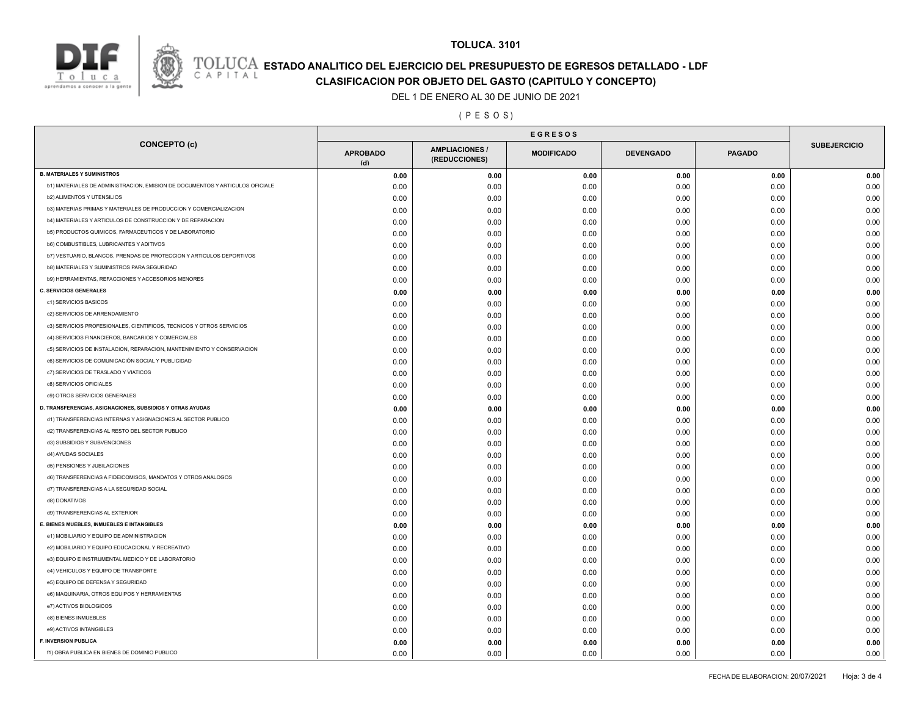**TOLUCA. 3101**

# ESTADO ANALITICO DEL EJERCICIO DEL PRESUPUESTO DE EGRESOS DETALLADO - LDF

## CLASIFICACION POR OBJETO DEL GASTO (CAPITULO Y CONCEPTO)

DEL 1 DE ENERO AL 30 DE JUNIO DE 2021

( P E S O S )

| CONCEPTO (c) | EGRESOS | | | | | SUBEJERCICIO |
|---|---|---|---|---|---|---|
| | APROBADO (d) | AMPLIACIONES / (REDUCCIONES) | MODIFICADO | DEVENGADO | PAGADO | |
| **B. MATERIALES Y SUMINISTROS** | **0.00** | **0.00** | **0.00** | **0.00** | **0.00** | **0.00** |
| b1) MATERIALES DE ADMINISTRACION, EMISION DE DOCUMENTOS Y ARTICULOS OFICIALE | 0.00 | 0.00 | 0.00 | 0.00 | 0.00 | 0.00 |
| b2) ALIMENTOS Y UTENSILIOS | 0.00 | 0.00 | 0.00 | 0.00 | 0.00 | 0.00 |
| b3) MATERIAS PRIMAS Y MATERIALES DE PRODUCCION Y COMERCIALIZACION | 0.00 | 0.00 | 0.00 | 0.00 | 0.00 | 0.00 |
| b4) MATERIALES Y ARTICULOS DE CONSTRUCCION Y DE REPARACION | 0.00 | 0.00 | 0.00 | 0.00 | 0.00 | 0.00 |
| b5) PRODUCTOS QUIMICOS, FARMACEUTICOS Y DE LABORATORIO | 0.00 | 0.00 | 0.00 | 0.00 | 0.00 | 0.00 |
| b6) COMBUSTIBLES, LUBRICANTES Y ADITIVOS | 0.00 | 0.00 | 0.00 | 0.00 | 0.00 | 0.00 |
| b7) VESTUARIO, BLANCOS, PRENDAS DE PROTECCION Y ARTICULOS DEPORTIVOS | 0.00 | 0.00 | 0.00 | 0.00 | 0.00 | 0.00 |
| b8) MATERIALES Y SUMINISTROS PARA SEGURIDAD | 0.00 | 0.00 | 0.00 | 0.00 | 0.00 | 0.00 |
| b9) HERRAMIENTAS, REFACCIONES Y ACCESORIOS MENORES | 0.00 | 0.00 | 0.00 | 0.00 | 0.00 | 0.00 |
| **C. SERVICIOS GENERALES** | **0.00** | **0.00** | **0.00** | **0.00** | **0.00** | **0.00** |
| c1) SERVICIOS BASICOS | 0.00 | 0.00 | 0.00 | 0.00 | 0.00 | 0.00 |
| c2) SERVICIOS DE ARRENDAMIENTO | 0.00 | 0.00 | 0.00 | 0.00 | 0.00 | 0.00 |
| c3) SERVICIOS PROFESIONALES, CIENTIFICOS, TECNICOS Y OTROS SERVICIOS | 0.00 | 0.00 | 0.00 | 0.00 | 0.00 | 0.00 |
| c4) SERVICIOS FINANCIEROS, BANCARIOS Y COMERCIALES | 0.00 | 0.00 | 0.00 | 0.00 | 0.00 | 0.00 |
| c5) SERVICIOS DE INSTALACION, REPARACION, MANTENIMIENTO Y CONSERVACION | 0.00 | 0.00 | 0.00 | 0.00 | 0.00 | 0.00 |
| c6) SERVICIOS DE COMUNICACIÓN SOCIAL Y PUBLICIDAD | 0.00 | 0.00 | 0.00 | 0.00 | 0.00 | 0.00 |
| c7) SERVICIOS DE TRASLADO Y VIATICOS | 0.00 | 0.00 | 0.00 | 0.00 | 0.00 | 0.00 |
| c8) SERVICIOS OFICIALES | 0.00 | 0.00 | 0.00 | 0.00 | 0.00 | 0.00 |
| c9) OTROS SERVICIOS GENERALES | 0.00 | 0.00 | 0.00 | 0.00 | 0.00 | 0.00 |
| **D. TRANSFERENCIAS, ASIGNACIONES, SUBSIDIOS Y OTRAS AYUDAS** | **0.00** | **0.00** | **0.00** | **0.00** | **0.00** | **0.00** |
| d1) TRANSFERENCIAS INTERNAS Y ASIGNACIONES AL SECTOR PUBLICO | 0.00 | 0.00 | 0.00 | 0.00 | 0.00 | 0.00 |
| d2) TRANSFERENCIAS AL RESTO DEL SECTOR PUBLICO | 0.00 | 0.00 | 0.00 | 0.00 | 0.00 | 0.00 |
| d3) SUBSIDIOS Y SUBVENCIONES | 0.00 | 0.00 | 0.00 | 0.00 | 0.00 | 0.00 |
| d4) AYUDAS SOCIALES | 0.00 | 0.00 | 0.00 | 0.00 | 0.00 | 0.00 |
| d5) PENSIONES Y JUBILACIONES | 0.00 | 0.00 | 0.00 | 0.00 | 0.00 | 0.00 |
| d6) TRANSFERENCIAS A FIDEICOMISOS, MANDATOS Y OTROS ANALOGOS | 0.00 | 0.00 | 0.00 | 0.00 | 0.00 | 0.00 |
| d7) TRANSFERENCIAS A LA SEGURIDAD SOCIAL | 0.00 | 0.00 | 0.00 | 0.00 | 0.00 | 0.00 |
| d8) DONATIVOS | 0.00 | 0.00 | 0.00 | 0.00 | 0.00 | 0.00 |
| d9) TRANSFERENCIAS AL EXTERIOR | 0.00 | 0.00 | 0.00 | 0.00 | 0.00 | 0.00 |
| **E. BIENES MUEBLES, INMUEBLES E INTANGIBLES** | **0.00** | **0.00** | **0.00** | **0.00** | **0.00** | **0.00** |
| e1) MOBILIARIO Y EQUIPO DE ADMINISTRACION | 0.00 | 0.00 | 0.00 | 0.00 | 0.00 | 0.00 |
| e2) MOBILIARIO Y EQUIPO EDUCACIONAL Y RECREATIVO | 0.00 | 0.00 | 0.00 | 0.00 | 0.00 | 0.00 |
| e3) EQUIPO E INSTRUMENTAL MEDICO Y DE LABORATORIO | 0.00 | 0.00 | 0.00 | 0.00 | 0.00 | 0.00 |
| e4) VEHICULOS Y EQUIPO DE TRANSPORTE | 0.00 | 0.00 | 0.00 | 0.00 | 0.00 | 0.00 |
| e5) EQUIPO DE DEFENSA Y SEGURIDAD | 0.00 | 0.00 | 0.00 | 0.00 | 0.00 | 0.00 |
| e6) MAQUINARIA, OTROS EQUIPOS Y HERRAMIENTAS | 0.00 | 0.00 | 0.00 | 0.00 | 0.00 | 0.00 |
| e7) ACTIVOS BIOLOGICOS | 0.00 | 0.00 | 0.00 | 0.00 | 0.00 | 0.00 |
| e8) BIENES INMUEBLES | 0.00 | 0.00 | 0.00 | 0.00 | 0.00 | 0.00 |
| e9) ACTIVOS INTANGIBLES | 0.00 | 0.00 | 0.00 | 0.00 | 0.00 | 0.00 |
| **F. INVERSION PUBLICA** | **0.00** | **0.00** | **0.00** | **0.00** | **0.00** | **0.00** |
| f1) OBRA PUBLICA EN BIENES DE DOMINIO PUBLICO | 0.00 | 0.00 | 0.00 | 0.00 | 0.00 | 0.00 |

FECHA DE ELABORACION: 20/07/2021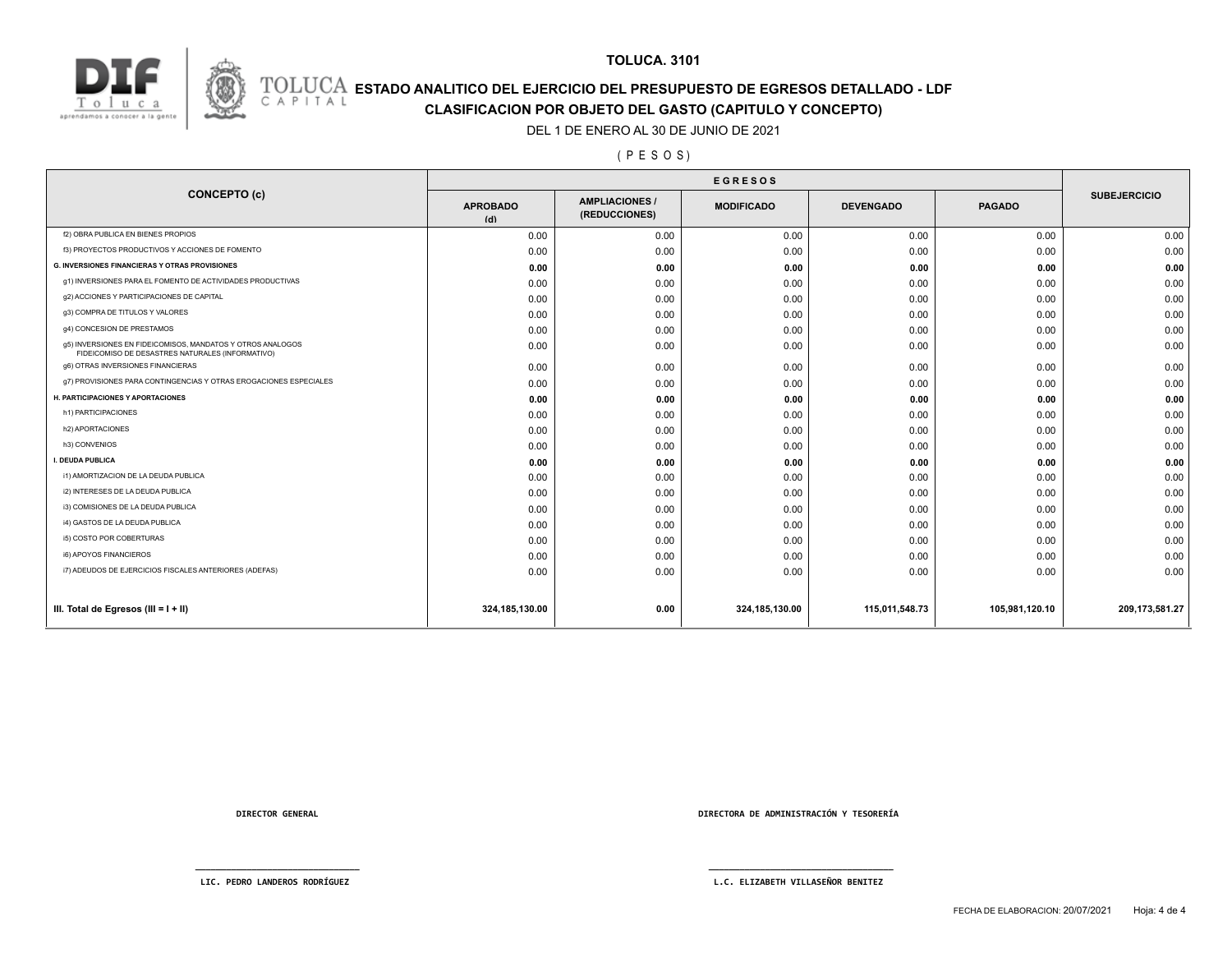# TOLUCA. 3101

## ESTADO ANALITICO DEL EJERCICIO DEL PRESUPUESTO DE EGRESOS DETALLADO - LDF

## CLASIFICACION POR OBJETO DEL GASTO (CAPITULO Y CONCEPTO)

DEL 1 DE ENERO AL 30 DE JUNIO DE 2021

( P E S O S )

| CONCEPTO (c) | EGRESOS | | | | | SUBEJERCICIO |
|---|---|---|---|---|---|---|
| | APROBADO (d) | AMPLIACIONES / (REDUCCIONES) | MODIFICADO | DEVENGADO | PAGADO | |
| f2) OBRA PUBLICA EN BIENES PROPIOS | 0.00 | 0.00 | 0.00 | 0.00 | 0.00 | 0.00 |
| f3) PROYECTOS PRODUCTIVOS Y ACCIONES DE FOMENTO | 0.00 | 0.00 | 0.00 | 0.00 | 0.00 | 0.00 |
| **G. INVERSIONES FINANCIERAS Y OTRAS PROVISIONES** | **0.00** | **0.00** | **0.00** | **0.00** | **0.00** | **0.00** |
| g1) INVERSIONES PARA EL FOMENTO DE ACTIVIDADES PRODUCTIVAS | 0.00 | 0.00 | 0.00 | 0.00 | 0.00 | 0.00 |
| g2) ACCIONES Y PARTICIPACIONES DE CAPITAL | 0.00 | 0.00 | 0.00 | 0.00 | 0.00 | 0.00 |
| g3) COMPRA DE TITULOS Y VALORES | 0.00 | 0.00 | 0.00 | 0.00 | 0.00 | 0.00 |
| g4) CONCESION DE PRESTAMOS | 0.00 | 0.00 | 0.00 | 0.00 | 0.00 | 0.00 |
| g5) INVERSIONES EN FIDEICOMISOS, MANDATOS Y OTROS ANALOGOS FIDEICOMISO DE DESASTRES NATURALES (INFORMATIVO) | 0.00 | 0.00 | 0.00 | 0.00 | 0.00 | 0.00 |
| g6) OTRAS INVERSIONES FINANCIERAS | 0.00 | 0.00 | 0.00 | 0.00 | 0.00 | 0.00 |
| g7) PROVISIONES PARA CONTINGENCIAS Y OTRAS EROGACIONES ESPECIALES | 0.00 | 0.00 | 0.00 | 0.00 | 0.00 | 0.00 |
| **H. PARTICIPACIONES Y APORTACIONES** | **0.00** | **0.00** | **0.00** | **0.00** | **0.00** | **0.00** |
| h1) PARTICIPACIONES | 0.00 | 0.00 | 0.00 | 0.00 | 0.00 | 0.00 |
| h2) APORTACIONES | 0.00 | 0.00 | 0.00 | 0.00 | 0.00 | 0.00 |
| h3) CONVENIOS | 0.00 | 0.00 | 0.00 | 0.00 | 0.00 | 0.00 |
| **I. DEUDA PUBLICA** | **0.00** | **0.00** | **0.00** | **0.00** | **0.00** | **0.00** |
| i1) AMORTIZACION DE LA DEUDA PUBLICA | 0.00 | 0.00 | 0.00 | 0.00 | 0.00 | 0.00 |
| i2) INTERESES DE LA DEUDA PUBLICA | 0.00 | 0.00 | 0.00 | 0.00 | 0.00 | 0.00 |
| i3) COMISIONES DE LA DEUDA PUBLICA | 0.00 | 0.00 | 0.00 | 0.00 | 0.00 | 0.00 |
| i4) GASTOS DE LA DEUDA PUBLICA | 0.00 | 0.00 | 0.00 | 0.00 | 0.00 | 0.00 |
| i5) COSTO POR COBERTURAS | 0.00 | 0.00 | 0.00 | 0.00 | 0.00 | 0.00 |
| i6) APOYOS FINANCIEROS | 0.00 | 0.00 | 0.00 | 0.00 | 0.00 | 0.00 |
| i7) ADEUDOS DE EJERCICIOS FISCALES ANTERIORES (ADEFAS) | 0.00 | 0.00 | 0.00 | 0.00 | 0.00 | 0.00 |
| **III. Total de Egresos (III = I + II)** | **324,185,130.00** | **0.00** | **324,185,130.00** | **115,011,548.73** | **105,981,120.10** | **209,173,581.27** |

**DIRECTOR GENERAL**

**LIC. PEDRO LANDEROS RODRÍGUEZ**

**DIRECTORA DE ADMINISTRACIÓN Y TESORERÍA**

**L.C. ELIZABETH VILLASEÑOR BENITEZ**

FECHA DE ELABORACION: 20/07/2021